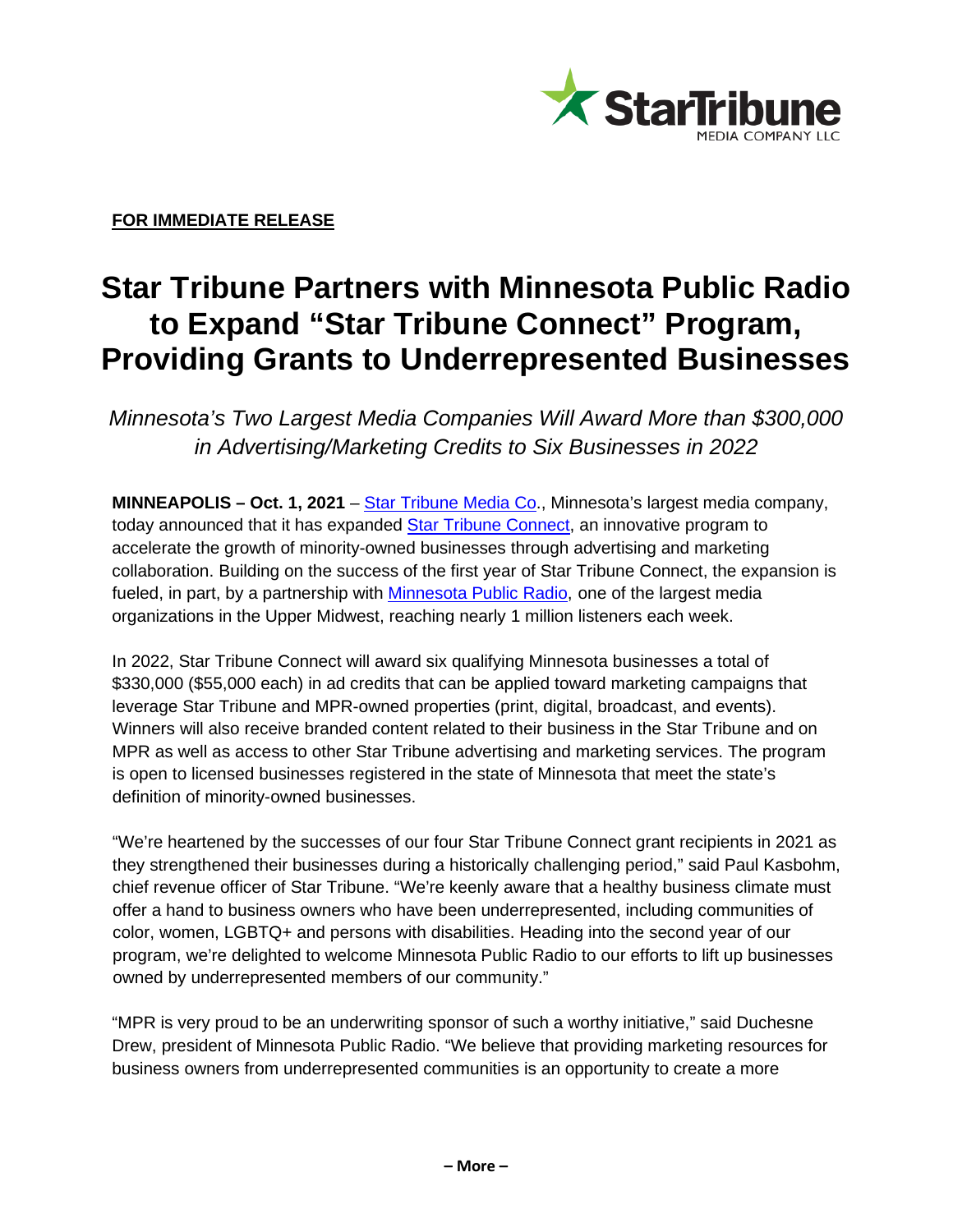**FOR IMMEDIATE RELEASE**

# Star Tribune Partners with Minnesota Public Radio to Expand "Star Tribune Connect" Program, Providing Grants to Underrepresented Businesses

*Minnesota's Two Largest Media Companies Will Award More than $300,000 in Advertising/Marketing Credits to Six Businesses in 2022*

**MINNEAPOLIS – Oct. 1, 2021** – Star Tribune Media Co., Minnesota's largest media company, today announced that it has expanded Star Tribune Connect, an innovative program to accelerate the growth of minority-owned businesses through advertising and marketing collaboration. Building on the success of the first year of Star Tribune Connect, the expansion is fueled, in part, by a partnership with Minnesota Public Radio, one of the largest media organizations in the Upper Midwest, reaching nearly 1 million listeners each week.

In 2022, Star Tribune Connect will award six qualifying Minnesota businesses a total of $330,000 ($55,000 each) in ad credits that can be applied toward marketing campaigns that leverage Star Tribune and MPR-owned properties (print, digital, broadcast, and events). Winners will also receive branded content related to their business in the Star Tribune and on MPR as well as access to other Star Tribune advertising and marketing services. The program is open to licensed businesses registered in the state of Minnesota that meet the state's definition of minority-owned businesses.

"We're heartened by the successes of our four Star Tribune Connect grant recipients in 2021 as they strengthened their businesses during a historically challenging period," said Paul Kasbohm, chief revenue officer of Star Tribune. "We're keenly aware that a healthy business climate must offer a hand to business owners who have been underrepresented, including communities of color, women, LGBTQ+ and persons with disabilities. Heading into the second year of our program, we're delighted to welcome Minnesota Public Radio to our efforts to lift up businesses owned by underrepresented members of our community."

"MPR is very proud to be an underwriting sponsor of such a worthy initiative," said Duchesne Drew, president of Minnesota Public Radio. "We believe that providing marketing resources for business owners from underrepresented communities is an opportunity to create a more

**– More –**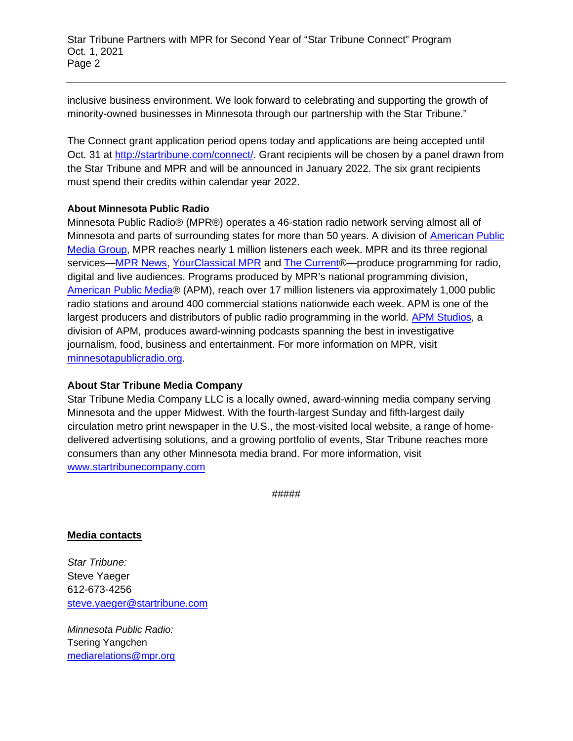inclusive business environment. We look forward to celebrating and supporting the growth of minority-owned businesses in Minnesota through our partnership with the Star Tribune."

The Connect grant application period opens today and applications are being accepted until Oct. 31 at http://startribune.com/connect/. Grant recipients will be chosen by a panel drawn from the Star Tribune and MPR and will be announced in January 2022. The six grant recipients must spend their credits within calendar year 2022.

**About Minnesota Public Radio**

Minnesota Public Radio® (MPR®) operates a 46-station radio network serving almost all of Minnesota and parts of surrounding states for more than 50 years. A division of American Public Media Group, MPR reaches nearly 1 million listeners each week. MPR and its three regional services—MPR News, YourClassical MPR and The Current®—produce programming for radio, digital and live audiences. Programs produced by MPR's national programming division, American Public Media® (APM), reach over 17 million listeners via approximately 1,000 public radio stations and around 400 commercial stations nationwide each week. APM is one of the largest producers and distributors of public radio programming in the world. APM Studios, a division of APM, produces award-winning podcasts spanning the best in investigative journalism, food, business and entertainment. For more information on MPR, visit minnesotapublicradio.org.

**About Star Tribune Media Company**

Star Tribune Media Company LLC is a locally owned, award-winning media company serving Minnesota and the upper Midwest. With the fourth-largest Sunday and fifth-largest daily circulation metro print newspaper in the U.S., the most-visited local website, a range of home-delivered advertising solutions, and a growing portfolio of events, Star Tribune reaches more consumers than any other Minnesota media brand. For more information, visit www.startribunecompany.com

#####

**Media contacts**

*Star Tribune:*
Steve Yaeger
612-673-4256
steve.yaeger@startribune.com

*Minnesota Public Radio:*
Tsering Yangchen
mediarelations@mpr.org